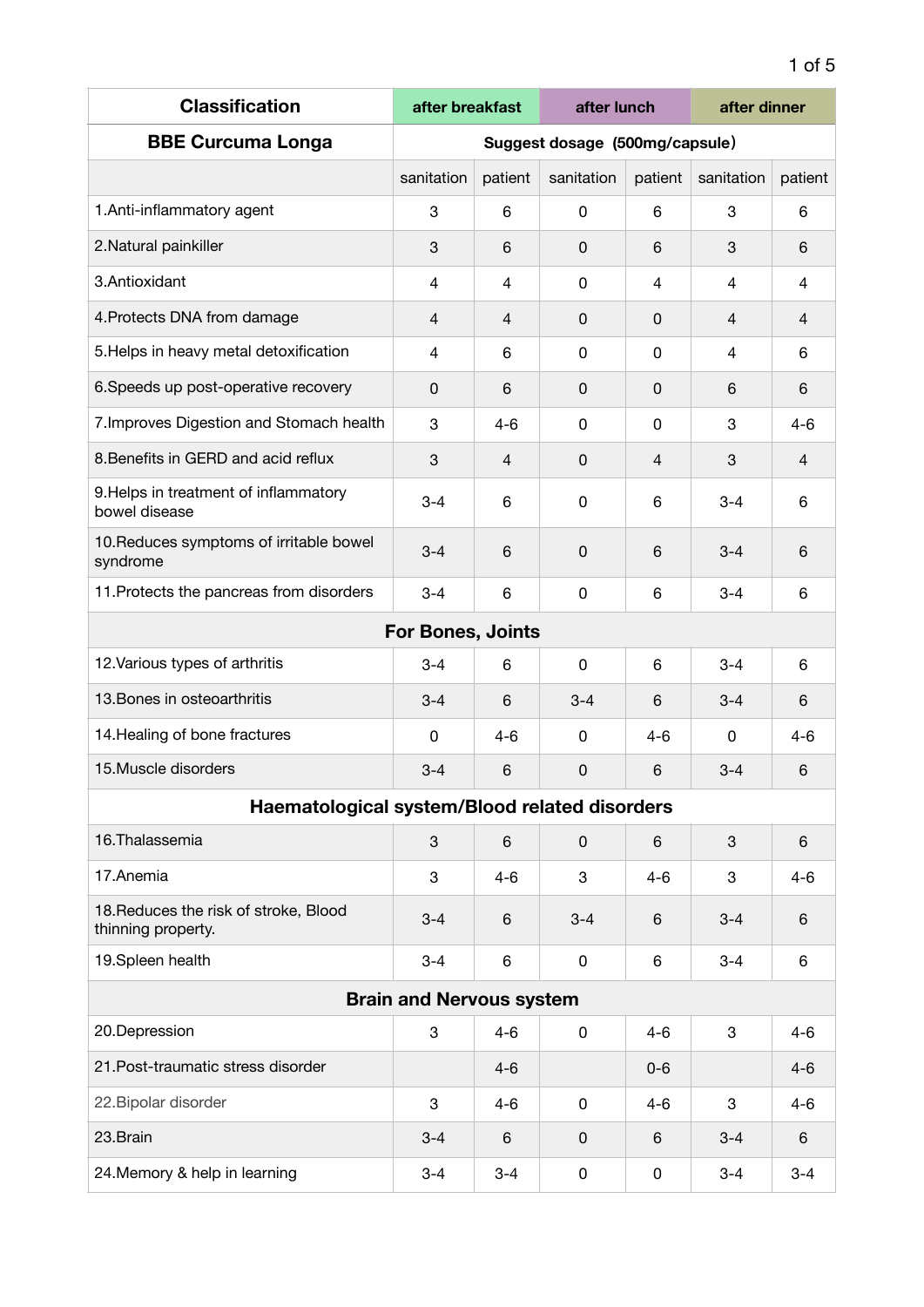| Classification | after breakfast | | after lunch | | after dinner | |
|---|---|---|---|---|---|---|
| **BBE Curcuma Longa** | Suggest dosage (500mg/capsule) | | | | | |
| | sanitation | patient | sanitation | patient | sanitation | patient |
| 1.Anti-inflammatory agent | 3 | 6 | 0 | 6 | 3 | 6 |
| 2.Natural painkiller | 3 | 6 | 0 | 6 | 3 | 6 |
| 3.Antioxidant | 4 | 4 | 0 | 4 | 4 | 4 |
| 4.Protects DNA from damage | 4 | 4 | 0 | 0 | 4 | 4 |
| 5.Helps in heavy metal detoxification | 4 | 6 | 0 | 0 | 4 | 6 |
| 6.Speeds up post-operative recovery | 0 | 6 | 0 | 0 | 6 | 6 |
| 7.Improves Digestion and Stomach health | 3 | 4-6 | 0 | 0 | 3 | 4-6 |
| 8.Benefits in GERD and acid reflux | 3 | 4 | 0 | 4 | 3 | 4 |
| 9.Helps in treatment of inflammatory bowel disease | 3-4 | 6 | 0 | 6 | 3-4 | 6 |
| 10.Reduces symptoms of irritable bowel syndrome | 3-4 | 6 | 0 | 6 | 3-4 | 6 |
| 11.Protects the pancreas from disorders | 3-4 | 6 | 0 | 6 | 3-4 | 6 |
| **For Bones, Joints** | | | | | | |
| 12.Various types of arthritis | 3-4 | 6 | 0 | 6 | 3-4 | 6 |
| 13.Bones in osteoarthritis | 3-4 | 6 | 3-4 | 6 | 3-4 | 6 |
| 14.Healing of bone fractures | 0 | 4-6 | 0 | 4-6 | 0 | 4-6 |
| 15.Muscle disorders | 3-4 | 6 | 0 | 6 | 3-4 | 6 |
| **Haematological system/Blood related disorders** | | | | | | |
| 16.Thalassemia | 3 | 6 | 0 | 6 | 3 | 6 |
| 17.Anemia | 3 | 4-6 | 3 | 4-6 | 3 | 4-6 |
| 18.Reduces the risk of stroke, Blood thinning property. | 3-4 | 6 | 3-4 | 6 | 3-4 | 6 |
| 19.Spleen health | 3-4 | 6 | 0 | 6 | 3-4 | 6 |
| **Brain and Nervous system** | | | | | | |
| 20.Depression | 3 | 4-6 | 0 | 4-6 | 3 | 4-6 |
| 21.Post-traumatic stress disorder | | 4-6 | | 0-6 | | 4-6 |
| 22.Bipolar disorder | 3 | 4-6 | 0 | 4-6 | 3 | 4-6 |
| 23.Brain | 3-4 | 6 | 0 | 6 | 3-4 | 6 |
| 24.Memory & help in learning | 3-4 | 3-4 | 0 | 0 | 3-4 | 3-4 |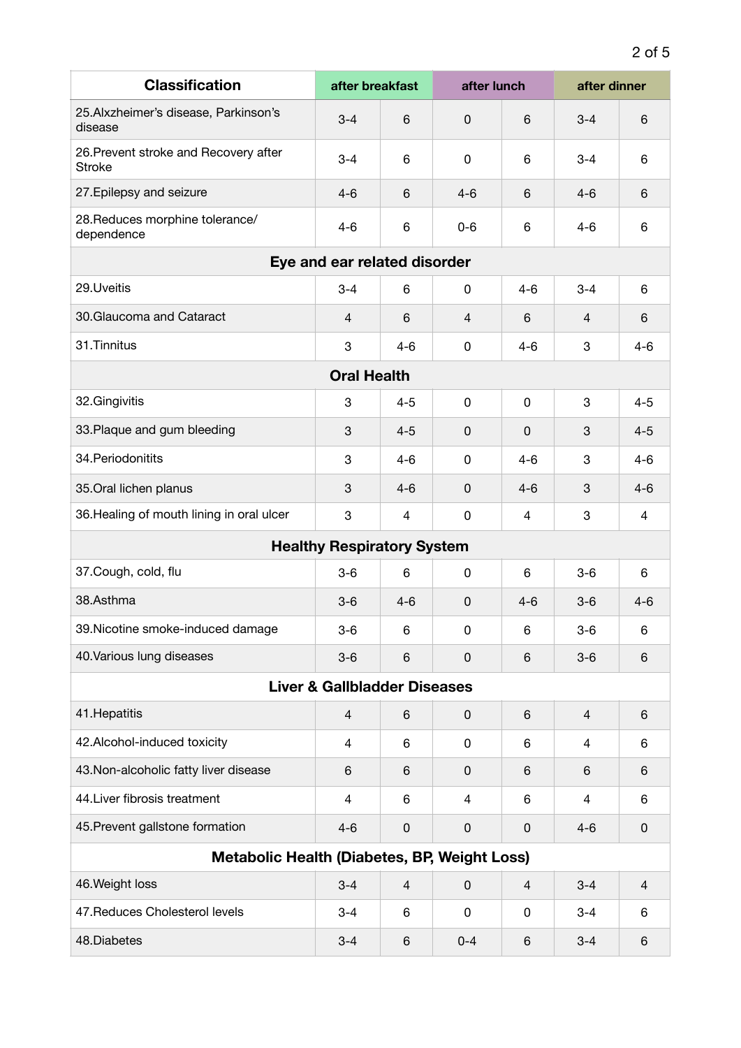| Classification | after breakfast | | after lunch | | after dinner | |
|---|---|---|---|---|---|---|
| 25.Alxzheimer's disease, Parkinson's disease | 3-4 | 6 | 0 | 6 | 3-4 | 6 |
| 26.Prevent stroke and Recovery after Stroke | 3-4 | 6 | 0 | 6 | 3-4 | 6 |
| 27.Epilepsy and seizure | 4-6 | 6 | 4-6 | 6 | 4-6 | 6 |
| 28.Reduces morphine tolerance/ dependence | 4-6 | 6 | 0-6 | 6 | 4-6 | 6 |
| **Eye and ear related disorder** | | | | | | |
| 29.Uveitis | 3-4 | 6 | 0 | 4-6 | 3-4 | 6 |
| 30.Glaucoma and Cataract | 4 | 6 | 4 | 6 | 4 | 6 |
| 31.Tinnitus | 3 | 4-6 | 0 | 4-6 | 3 | 4-6 |
| **Oral Health** | | | | | | |
| 32.Gingivitis | 3 | 4-5 | 0 | 0 | 3 | 4-5 |
| 33.Plaque and gum bleeding | 3 | 4-5 | 0 | 0 | 3 | 4-5 |
| 34.Periodonitits | 3 | 4-6 | 0 | 4-6 | 3 | 4-6 |
| 35.Oral lichen planus | 3 | 4-6 | 0 | 4-6 | 3 | 4-6 |
| 36.Healing of mouth lining in oral ulcer | 3 | 4 | 0 | 4 | 3 | 4 |
| **Healthy Respiratory System** | | | | | | |
| 37.Cough, cold, flu | 3-6 | 6 | 0 | 6 | 3-6 | 6 |
| 38.Asthma | 3-6 | 4-6 | 0 | 4-6 | 3-6 | 4-6 |
| 39.Nicotine smoke-induced damage | 3-6 | 6 | 0 | 6 | 3-6 | 6 |
| 40.Various lung diseases | 3-6 | 6 | 0 | 6 | 3-6 | 6 |
| **Liver & Gallbladder Diseases** | | | | | | |
| 41.Hepatitis | 4 | 6 | 0 | 6 | 4 | 6 |
| 42.Alcohol-induced toxicity | 4 | 6 | 0 | 6 | 4 | 6 |
| 43.Non-alcoholic fatty liver disease | 6 | 6 | 0 | 6 | 6 | 6 |
| 44.Liver fibrosis treatment | 4 | 6 | 4 | 6 | 4 | 6 |
| 45.Prevent gallstone formation | 4-6 | 0 | 0 | 0 | 4-6 | 0 |
| **Metabolic Health (Diabetes, BP, Weight Loss)** | | | | | | |
| 46.Weight loss | 3-4 | 4 | 0 | 4 | 3-4 | 4 |
| 47.Reduces Cholesterol levels | 3-4 | 6 | 0 | 0 | 3-4 | 6 |
| 48.Diabetes | 3-4 | 6 | 0-4 | 6 | 3-4 | 6 |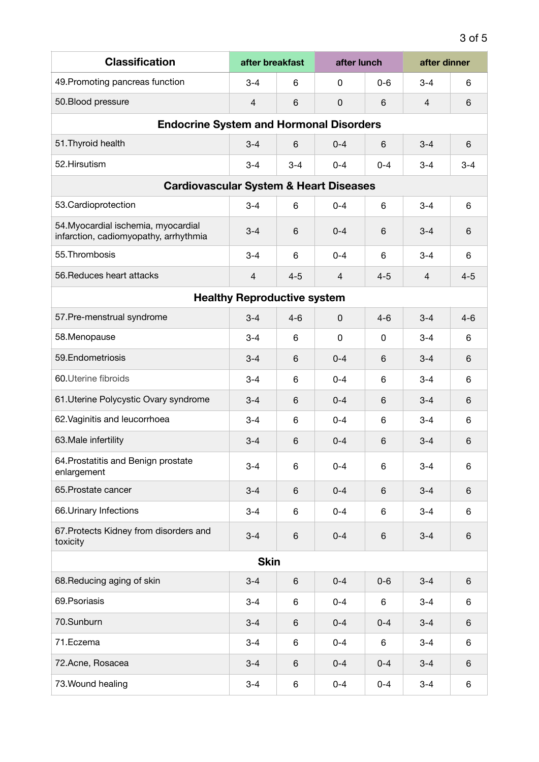| Classification | after breakfast | | after lunch | | after dinner | |
|---|---|---|---|---|---|---|
| 49.Promoting pancreas function | 3-4 | 6 | 0 | 0-6 | 3-4 | 6 |
| 50.Blood pressure | 4 | 6 | 0 | 6 | 4 | 6 |
| **Endocrine System and Hormonal Disorders** | | | | | | |
| 51.Thyroid health | 3-4 | 6 | 0-4 | 6 | 3-4 | 6 |
| 52.Hirsutism | 3-4 | 3-4 | 0-4 | 0-4 | 3-4 | 3-4 |
| **Cardiovascular System & Heart Diseases** | | | | | | |
| 53.Cardioprotection | 3-4 | 6 | 0-4 | 6 | 3-4 | 6 |
| 54.Myocardial ischemia, myocardial infarction, cadiomyopathy, arrhythmia | 3-4 | 6 | 0-4 | 6 | 3-4 | 6 |
| 55.Thrombosis | 3-4 | 6 | 0-4 | 6 | 3-4 | 6 |
| 56.Reduces heart attacks | 4 | 4-5 | 4 | 4-5 | 4 | 4-5 |
| **Healthy Reproductive system** | | | | | | |
| 57.Pre-menstrual syndrome | 3-4 | 4-6 | 0 | 4-6 | 3-4 | 4-6 |
| 58.Menopause | 3-4 | 6 | 0 | 0 | 3-4 | 6 |
| 59.Endometriosis | 3-4 | 6 | 0-4 | 6 | 3-4 | 6 |
| 60.Uterine fibroids | 3-4 | 6 | 0-4 | 6 | 3-4 | 6 |
| 61.Uterine Polycystic Ovary syndrome | 3-4 | 6 | 0-4 | 6 | 3-4 | 6 |
| 62.Vaginitis and leucorrhoea | 3-4 | 6 | 0-4 | 6 | 3-4 | 6 |
| 63.Male infertility | 3-4 | 6 | 0-4 | 6 | 3-4 | 6 |
| 64.Prostatitis and Benign prostate enlargement | 3-4 | 6 | 0-4 | 6 | 3-4 | 6 |
| 65.Prostate cancer | 3-4 | 6 | 0-4 | 6 | 3-4 | 6 |
| 66.Urinary Infections | 3-4 | 6 | 0-4 | 6 | 3-4 | 6 |
| 67.Protects Kidney from disorders and toxicity | 3-4 | 6 | 0-4 | 6 | 3-4 | 6 |
| **Skin** | | | | | | |
| 68.Reducing aging of skin | 3-4 | 6 | 0-4 | 0-6 | 3-4 | 6 |
| 69.Psoriasis | 3-4 | 6 | 0-4 | 6 | 3-4 | 6 |
| 70.Sunburn | 3-4 | 6 | 0-4 | 0-4 | 3-4 | 6 |
| 71.Eczema | 3-4 | 6 | 0-4 | 6 | 3-4 | 6 |
| 72.Acne, Rosacea | 3-4 | 6 | 0-4 | 0-4 | 3-4 | 6 |
| 73.Wound healing | 3-4 | 6 | 0-4 | 0-4 | 3-4 | 6 |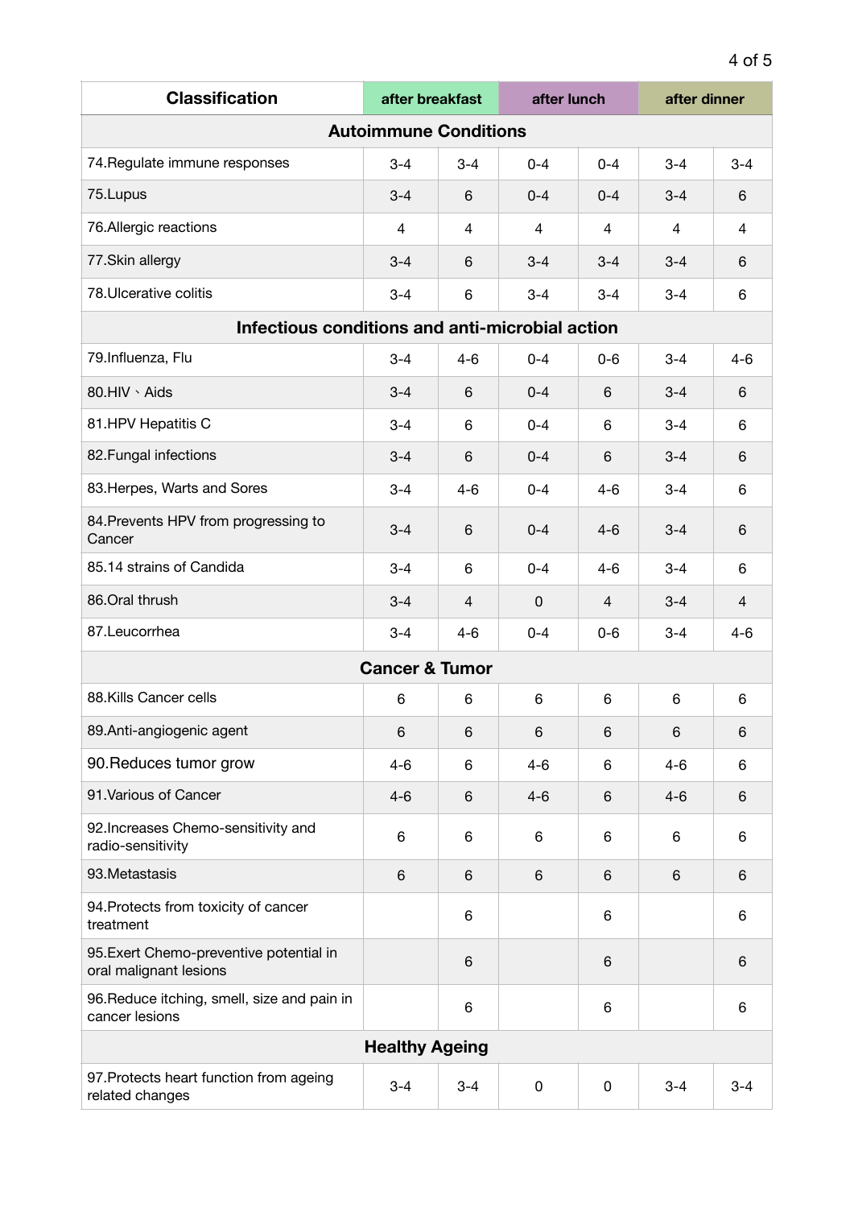| Classification | after breakfast | | after lunch | | after dinner | |
|---|---|---|---|---|---|---|
| **Autoimmune Conditions** | | | | | | |
| 74.Regulate immune responses | 3-4 | 3-4 | 0-4 | 0-4 | 3-4 | 3-4 |
| 75.Lupus | 3-4 | 6 | 0-4 | 0-4 | 3-4 | 6 |
| 76.Allergic reactions | 4 | 4 | 4 | 4 | 4 | 4 |
| 77.Skin allergy | 3-4 | 6 | 3-4 | 3-4 | 3-4 | 6 |
| 78.Ulcerative colitis | 3-4 | 6 | 3-4 | 3-4 | 3-4 | 6 |
| **Infectious conditions and anti-microbial action** | | | | | | |
| 79.Influenza, Flu | 3-4 | 4-6 | 0-4 | 0-6 | 3-4 | 4-6 |
| 80.HIV、Aids | 3-4 | 6 | 0-4 | 6 | 3-4 | 6 |
| 81.HPV Hepatitis C | 3-4 | 6 | 0-4 | 6 | 3-4 | 6 |
| 82.Fungal infections | 3-4 | 6 | 0-4 | 6 | 3-4 | 6 |
| 83.Herpes, Warts and Sores | 3-4 | 4-6 | 0-4 | 4-6 | 3-4 | 6 |
| 84.Prevents HPV from progressing to Cancer | 3-4 | 6 | 0-4 | 4-6 | 3-4 | 6 |
| 85.14 strains of Candida | 3-4 | 6 | 0-4 | 4-6 | 3-4 | 6 |
| 86.Oral thrush | 3-4 | 4 | 0 | 4 | 3-4 | 4 |
| 87.Leucorrhea | 3-4 | 4-6 | 0-4 | 0-6 | 3-4 | 4-6 |
| **Cancer & Tumor** | | | | | | |
| 88.Kills Cancer cells | 6 | 6 | 6 | 6 | 6 | 6 |
| 89.Anti-angiogenic agent | 6 | 6 | 6 | 6 | 6 | 6 |
| 90.Reduces tumor grow | 4-6 | 6 | 4-6 | 6 | 4-6 | 6 |
| 91.Various of Cancer | 4-6 | 6 | 4-6 | 6 | 4-6 | 6 |
| 92.Increases Chemo-sensitivity and radio-sensitivity | 6 | 6 | 6 | 6 | 6 | 6 |
| 93.Metastasis | 6 | 6 | 6 | 6 | 6 | 6 |
| 94.Protects from toxicity of cancer treatment | | 6 | | 6 | | 6 |
| 95.Exert Chemo-preventive potential in oral malignant lesions | | 6 | | 6 | | 6 |
| 96.Reduce itching, smell, size and pain in cancer lesions | | 6 | | 6 | | 6 |
| **Healthy Ageing** | | | | | | |
| 97.Protects heart function from ageing related changes | 3-4 | 3-4 | 0 | 0 | 3-4 | 3-4 |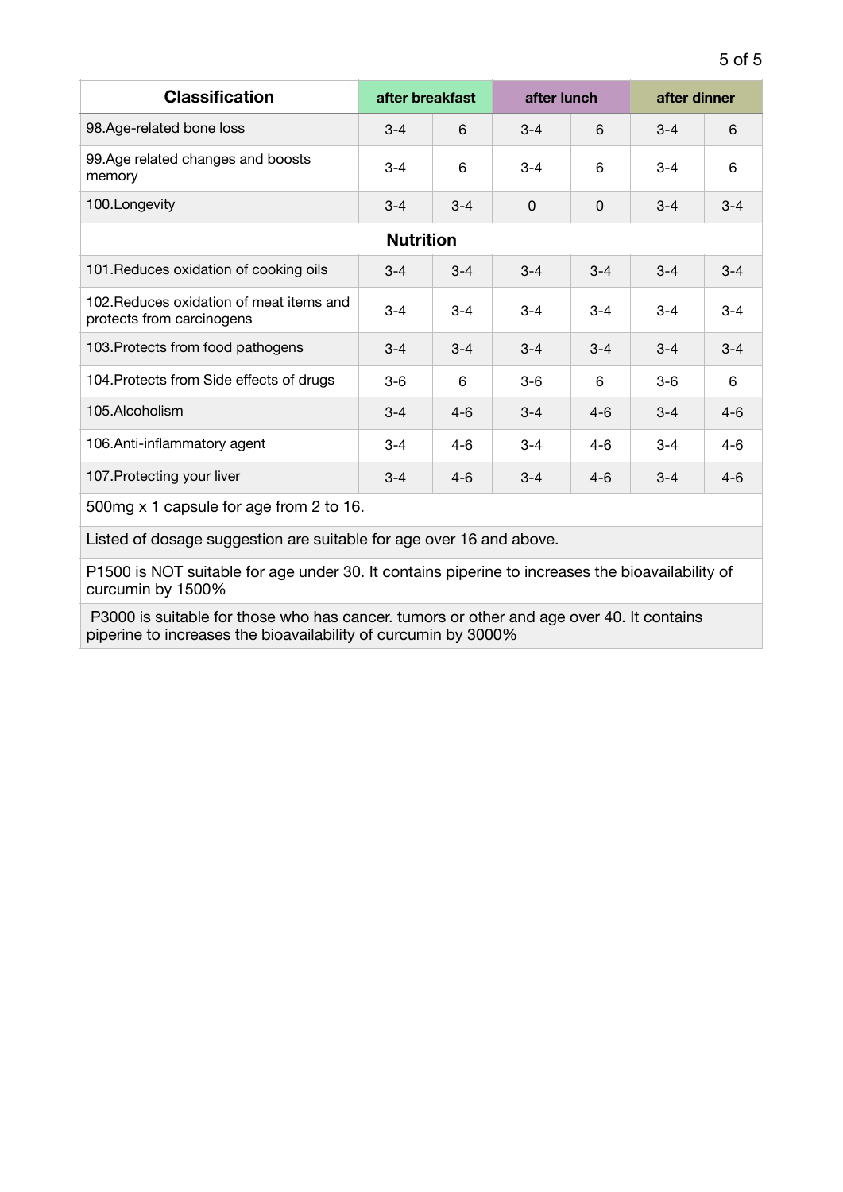| Classification | after breakfast | | after lunch | | after dinner | |
|---|---|---|---|---|---|---|
| 98.Age-related bone loss | 3-4 | 6 | 3-4 | 6 | 3-4 | 6 |
| 99.Age related changes and boosts memory | 3-4 | 6 | 3-4 | 6 | 3-4 | 6 |
| 100.Longevity | 3-4 | 3-4 | 0 | 0 | 3-4 | 3-4 |
| **Nutrition** | | | | | | |
| 101.Reduces oxidation of cooking oils | 3-4 | 3-4 | 3-4 | 3-4 | 3-4 | 3-4 |
| 102.Reduces oxidation of meat items and protects from carcinogens | 3-4 | 3-4 | 3-4 | 3-4 | 3-4 | 3-4 |
| 103.Protects from food pathogens | 3-4 | 3-4 | 3-4 | 3-4 | 3-4 | 3-4 |
| 104.Protects from Side effects of drugs | 3-6 | 6 | 3-6 | 6 | 3-6 | 6 |
| 105.Alcoholism | 3-4 | 4-6 | 3-4 | 4-6 | 3-4 | 4-6 |
| 106.Anti-inflammatory agent | 3-4 | 4-6 | 3-4 | 4-6 | 3-4 | 4-6 |
| 107.Protecting your liver | 3-4 | 4-6 | 3-4 | 4-6 | 3-4 | 4-6 |
| 500mg x 1 capsule for age from 2 to 16. | | | | | | |
| Listed of dosage suggestion are suitable for age over 16 and above. | | | | | | |
| P1500 is NOT suitable for age under 30. It contains piperine to increases the bioavailability of curcumin by 1500% | | | | | | |
| P3000 is suitable for those who has cancer. tumors or other and age over 40. It contains piperine to increases the bioavailability of curcumin by 3000% | | | | | | |